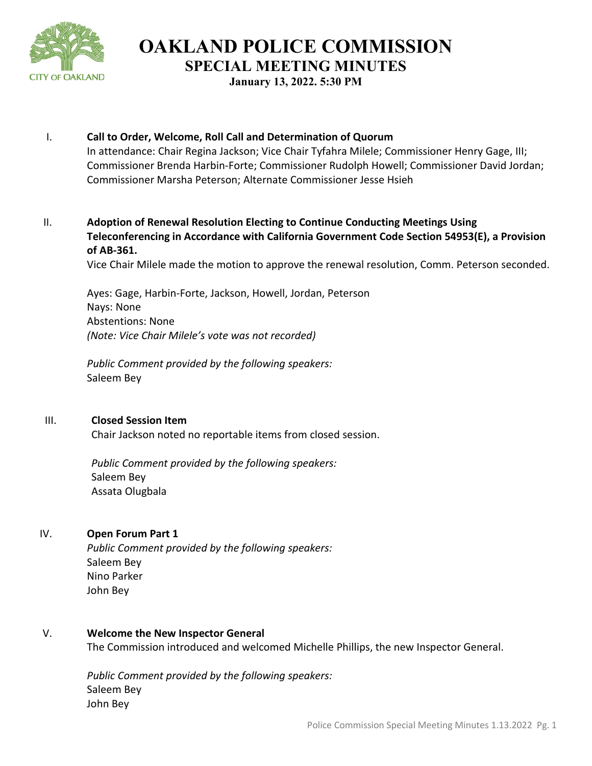# OAKLAND POLICE COMMISSION

## SPECIAL MEETING MINUTES

**January 13, 2022. 5:30 PM**

I. **Call to Order, Welcome, Roll Call and Determination of Quorum**

In attendance: Chair Regina Jackson; Vice Chair Tyfahra Milele; Commissioner Henry Gage, III; Commissioner Brenda Harbin-Forte; Commissioner Rudolph Howell; Commissioner David Jordan; Commissioner Marsha Peterson; Alternate Commissioner Jesse Hsieh

II. **Adoption of Renewal Resolution Electing to Continue Conducting Meetings Using Teleconferencing in Accordance with California Government Code Section 54953(E), a Provision of AB-361.**

Vice Chair Milele made the motion to approve the renewal resolution, Comm. Peterson seconded.

Ayes: Gage, Harbin-Forte, Jackson, Howell, Jordan, Peterson
Nays: None
Abstentions: None
*(Note: Vice Chair Milele's vote was not recorded)*

*Public Comment provided by the following speakers:*
Saleem Bey

III. **Closed Session Item**

Chair Jackson noted no reportable items from closed session.

*Public Comment provided by the following speakers:*
Saleem Bey
Assata Olugbala

IV. **Open Forum Part 1**

*Public Comment provided by the following speakers:*
Saleem Bey
Nino Parker
John Bey

V. **Welcome the New Inspector General**

The Commission introduced and welcomed Michelle Phillips, the new Inspector General.

*Public Comment provided by the following speakers:*
Saleem Bey
John Bey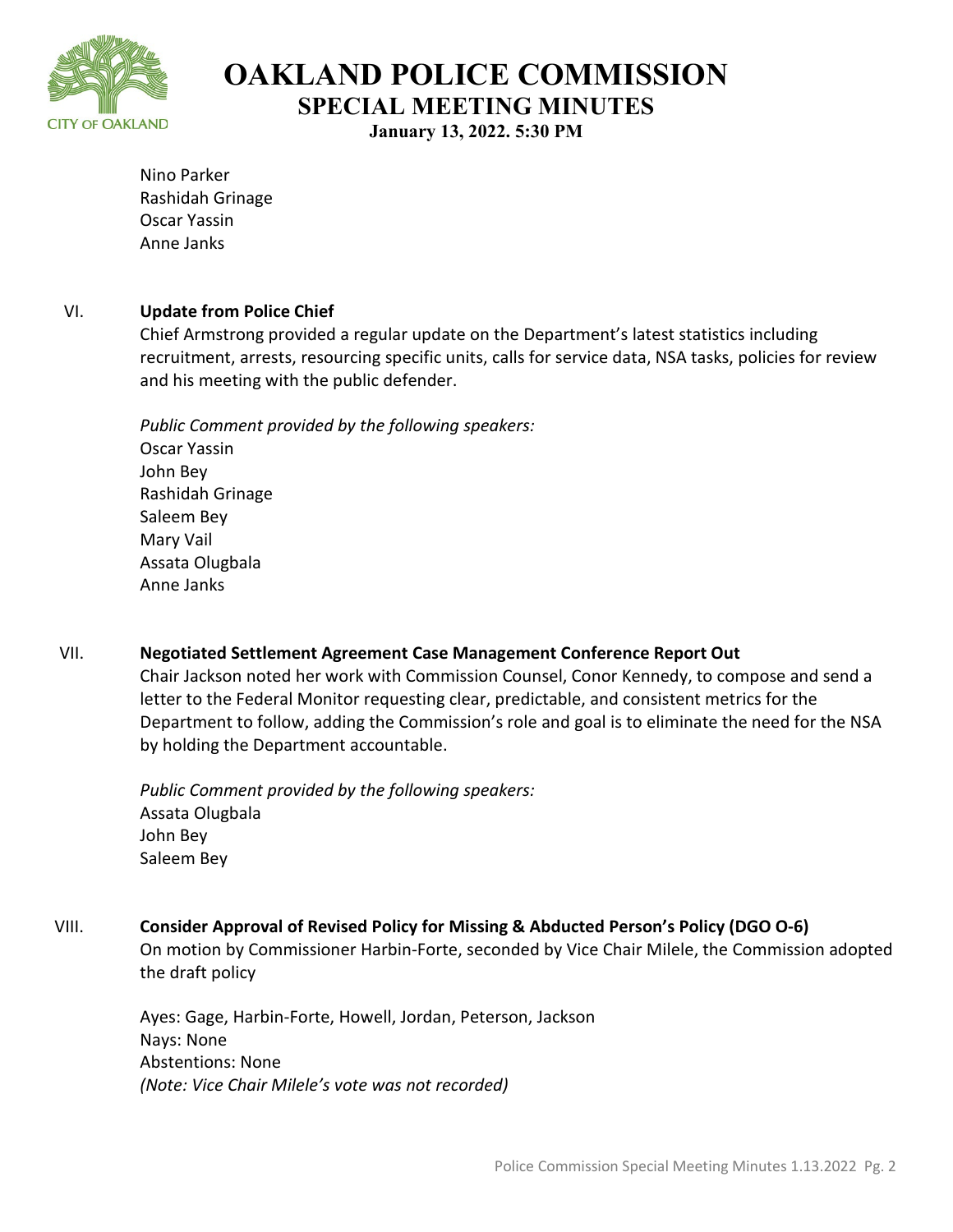Nino Parker
Rashidah Grinage
Oscar Yassin
Anne Janks

## VI. Update from Police Chief

Chief Armstrong provided a regular update on the Department's latest statistics including recruitment, arrests, resourcing specific units, calls for service data, NSA tasks, policies for review and his meeting with the public defender.

*Public Comment provided by the following speakers:*
Oscar Yassin
John Bey
Rashidah Grinage
Saleem Bey
Mary Vail
Assata Olugbala
Anne Janks

## VII. Negotiated Settlement Agreement Case Management Conference Report Out

Chair Jackson noted her work with Commission Counsel, Conor Kennedy, to compose and send a letter to the Federal Monitor requesting clear, predictable, and consistent metrics for the Department to follow, adding the Commission's role and goal is to eliminate the need for the NSA by holding the Department accountable.

*Public Comment provided by the following speakers:*
Assata Olugbala
John Bey
Saleem Bey

## VIII. Consider Approval of Revised Policy for Missing & Abducted Person's Policy (DGO O-6)

On motion by Commissioner Harbin-Forte, seconded by Vice Chair Milele, the Commission adopted the draft policy

Ayes: Gage, Harbin-Forte, Howell, Jordan, Peterson, Jackson
Nays: None
Abstentions: None
*(Note: Vice Chair Milele's vote was not recorded)*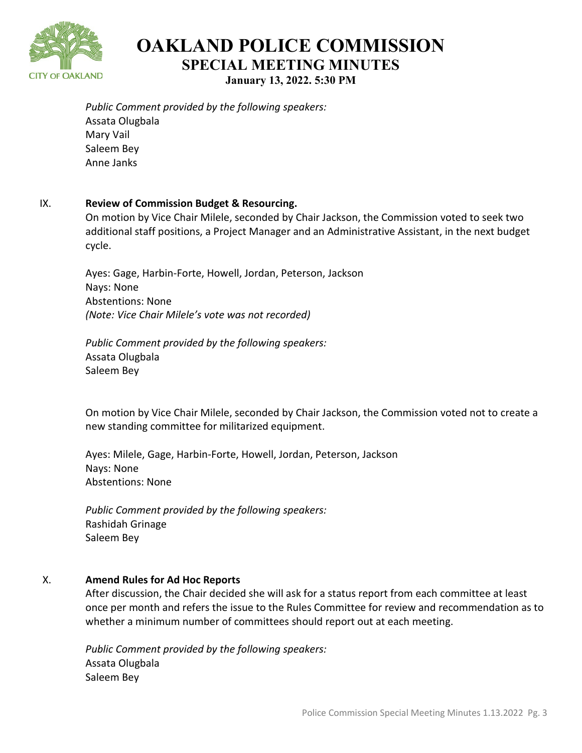# OAKLAND POLICE COMMISSION
## SPECIAL MEETING MINUTES
**January 13, 2022. 5:30 PM**

*Public Comment provided by the following speakers:*
Assata Olugbala
Mary Vail
Saleem Bey
Anne Janks

IX. **Review of Commission Budget & Resourcing.**

On motion by Vice Chair Milele, seconded by Chair Jackson, the Commission voted to seek two additional staff positions, a Project Manager and an Administrative Assistant, in the next budget cycle.

Ayes: Gage, Harbin-Forte, Howell, Jordan, Peterson, Jackson
Nays: None
Abstentions: None
*(Note: Vice Chair Milele's vote was not recorded)*

*Public Comment provided by the following speakers:*
Assata Olugbala
Saleem Bey

On motion by Vice Chair Milele, seconded by Chair Jackson, the Commission voted not to create a new standing committee for militarized equipment.

Ayes: Milele, Gage, Harbin-Forte, Howell, Jordan, Peterson, Jackson
Nays: None
Abstentions: None

*Public Comment provided by the following speakers:*
Rashidah Grinage
Saleem Bey

X. **Amend Rules for Ad Hoc Reports**

After discussion, the Chair decided she will ask for a status report from each committee at least once per month and refers the issue to the Rules Committee for review and recommendation as to whether a minimum number of committees should report out at each meeting.

*Public Comment provided by the following speakers:*
Assata Olugbala
Saleem Bey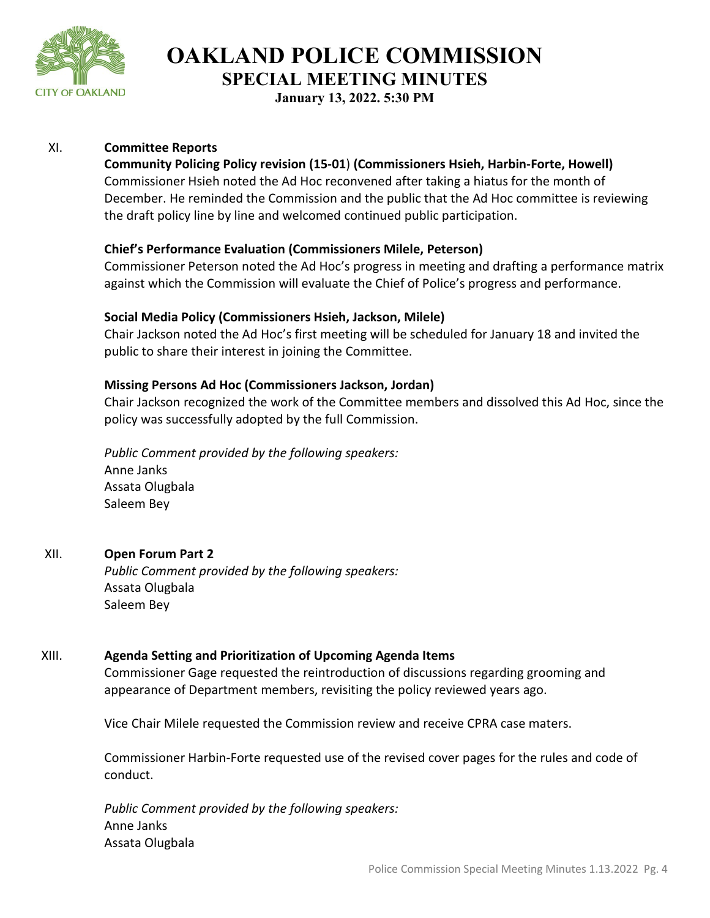# OAKLAND POLICE COMMISSION
## SPECIAL MEETING MINUTES
**January 13, 2022. 5:30 PM**

XI. **Committee Reports**

**Community Policing Policy revision (15-01) (Commissioners Hsieh, Harbin-Forte, Howell)**
Commissioner Hsieh noted the Ad Hoc reconvened after taking a hiatus for the month of December. He reminded the Commission and the public that the Ad Hoc committee is reviewing the draft policy line by line and welcomed continued public participation.

**Chief's Performance Evaluation (Commissioners Milele, Peterson)**
Commissioner Peterson noted the Ad Hoc's progress in meeting and drafting a performance matrix against which the Commission will evaluate the Chief of Police's progress and performance.

**Social Media Policy (Commissioners Hsieh, Jackson, Milele)**
Chair Jackson noted the Ad Hoc's first meeting will be scheduled for January 18 and invited the public to share their interest in joining the Committee.

**Missing Persons Ad Hoc (Commissioners Jackson, Jordan)**
Chair Jackson recognized the work of the Committee members and dissolved this Ad Hoc, since the policy was successfully adopted by the full Commission.

*Public Comment provided by the following speakers:*
Anne Janks
Assata Olugbala
Saleem Bey

XII. **Open Forum Part 2**

*Public Comment provided by the following speakers:*
Assata Olugbala
Saleem Bey

XIII. **Agenda Setting and Prioritization of Upcoming Agenda Items**

Commissioner Gage requested the reintroduction of discussions regarding grooming and appearance of Department members, revisiting the policy reviewed years ago.

Vice Chair Milele requested the Commission review and receive CPRA case maters.

Commissioner Harbin-Forte requested use of the revised cover pages for the rules and code of conduct.

*Public Comment provided by the following speakers:*
Anne Janks
Assata Olugbala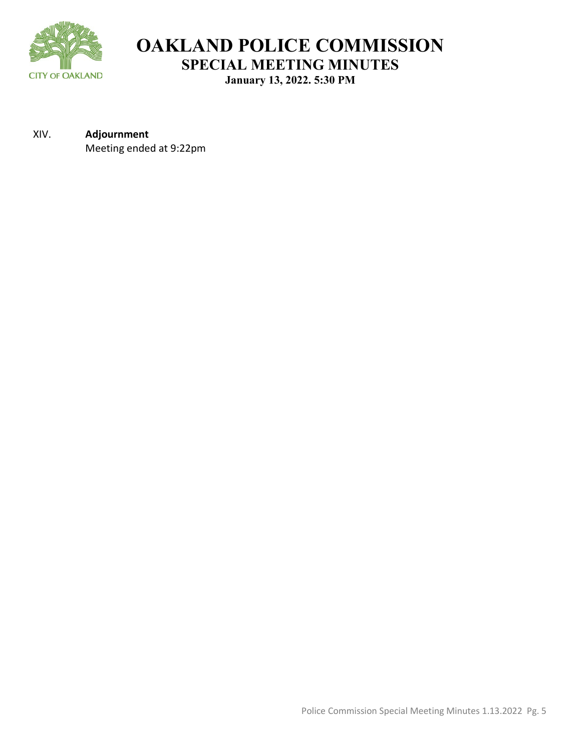# OAKLAND POLICE COMMISSION
## SPECIAL MEETING MINUTES
**January 13, 2022. 5:30 PM**

XIV. **Adjournment**

Meeting ended at 9:22pm